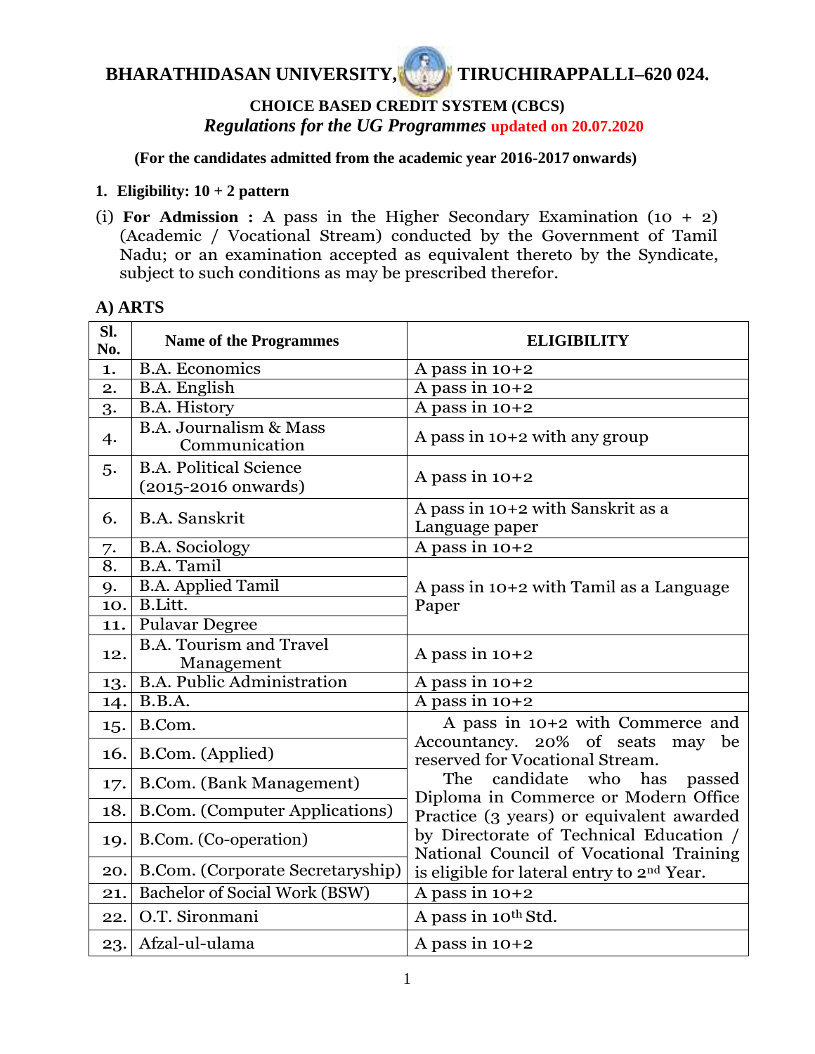# BHARATHIDASAN UNIVERSITY, TIRUCHIRAPPALLI–620 024.

## CHOICE BASED CREDIT SYSTEM (CBCS)

***Regulations for the UG Programmes*** **updated on 20.07.2020**

**(For the candidates admitted from the academic year 2016-2017 onwards)**

**1. Eligibility: 10 + 2 pattern**

(i) **For Admission :** A pass in the Higher Secondary Examination (10 + 2) (Academic / Vocational Stream) conducted by the Government of Tamil Nadu; or an examination accepted as equivalent thereto by the Syndicate, subject to such conditions as may be prescribed therefor.

**A) ARTS**

| Sl. No. | Name of the Programmes | ELIGIBILITY |
|---|---|---|
| 1. | B.A. Economics | A pass in 10+2 |
| 2. | B.A. English | A pass in 10+2 |
| 3. | B.A. History | A pass in 10+2 |
| 4. | B.A. Journalism & Mass Communication | A pass in 10+2 with any group |
| 5. | B.A. Political Science (2015-2016 onwards) | A pass in 10+2 |
| 6. | B.A. Sanskrit | A pass in 10+2 with Sanskrit as a Language paper |
| 7. | B.A. Sociology | A pass in 10+2 |
| 8. | B.A. Tamil | A pass in 10+2 with Tamil as a Language Paper |
| 9. | B.A. Applied Tamil | |
| 10. | B.Litt. | |
| 11. | Pulavar Degree | |
| 12. | B.A. Tourism and Travel Management | A pass in 10+2 |
| 13. | B.A. Public Administration | A pass in 10+2 |
| 14. | B.B.A. | A pass in 10+2 |
| 15. | B.Com. | A pass in 10+2 with Commerce and Accountancy. 20% of seats may be reserved for Vocational Stream. The candidate who has passed Diploma in Commerce or Modern Office Practice (3 years) or equivalent awarded by Directorate of Technical Education / National Council of Vocational Training is eligible for lateral entry to 2nd Year. |
| 16. | B.Com. (Applied) | |
| 17. | B.Com. (Bank Management) | |
| 18. | B.Com. (Computer Applications) | |
| 19. | B.Com. (Co-operation) | |
| 20. | B.Com. (Corporate Secretaryship) | |
| 21. | Bachelor of Social Work (BSW) | A pass in 10+2 |
| 22. | O.T. Sironmani | A pass in 10th Std. |
| 23. | Afzal-ul-ulama | A pass in 10+2 |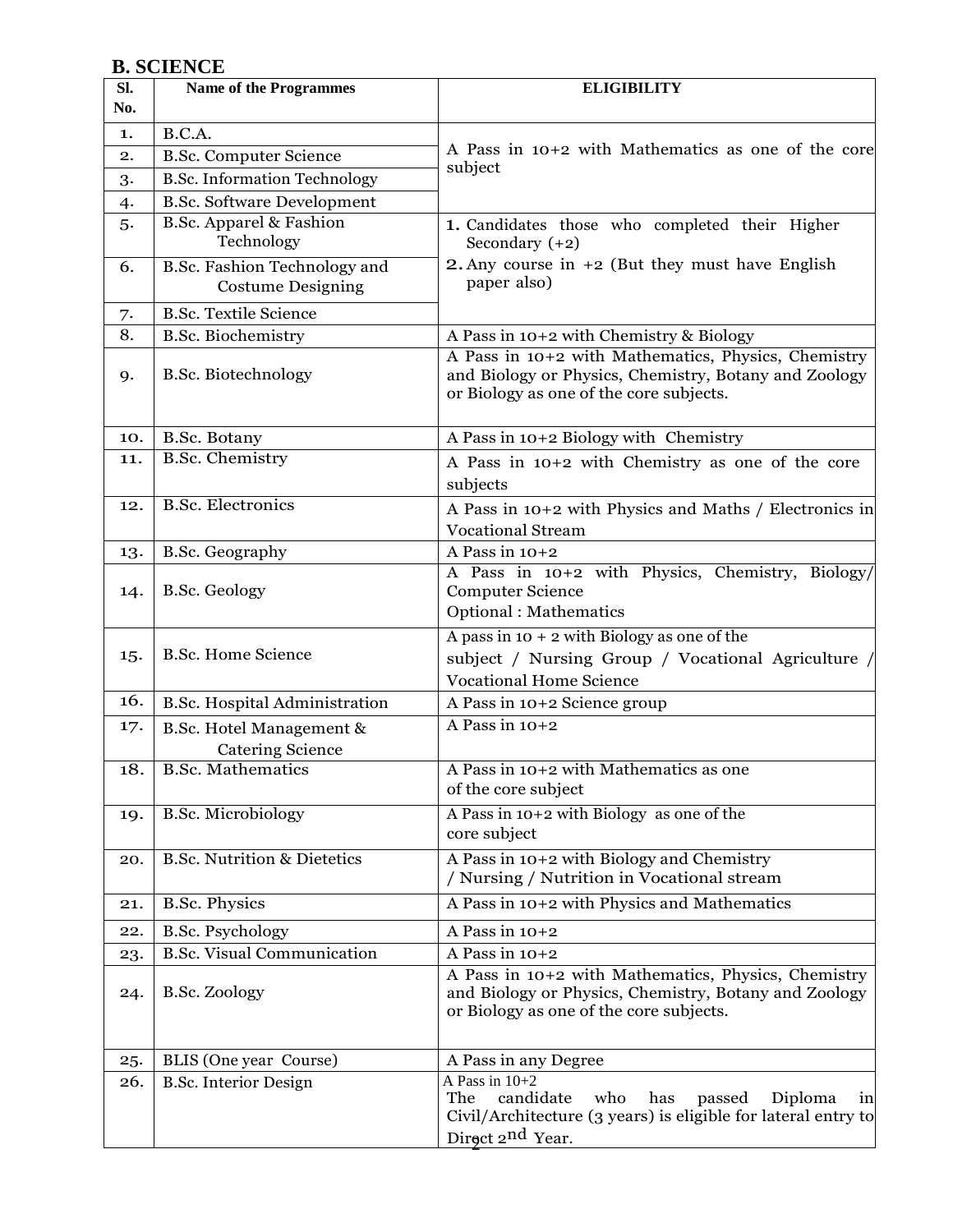## B. SCIENCE

| Sl. No. | Name of the Programmes | ELIGIBILITY |
|---|---|---|
| 1. | B.C.A. | A Pass in 10+2 with Mathematics as one of the core subject |
| 2. | B.Sc. Computer Science | |
| 3. | B.Sc. Information Technology | |
| 4. | B.Sc. Software Development | |
| 5. | B.Sc. Apparel & Fashion Technology | 1. Candidates those who completed their Higher Secondary (+2) 2. Any course in +2 (But they must have English paper also) |
| 6. | B.Sc. Fashion Technology and Costume Designing | |
| 7. | B.Sc. Textile Science | |
| 8. | B.Sc. Biochemistry | A Pass in 10+2 with Chemistry & Biology |
| 9. | B.Sc. Biotechnology | A Pass in 10+2 with Mathematics, Physics, Chemistry and Biology or Physics, Chemistry, Botany and Zoology or Biology as one of the core subjects. |
| 10. | B.Sc. Botany | A Pass in 10+2 Biology with Chemistry |
| 11. | B.Sc. Chemistry | A Pass in 10+2 with Chemistry as one of the core subjects |
| 12. | B.Sc. Electronics | A Pass in 10+2 with Physics and Maths / Electronics in Vocational Stream |
| 13. | B.Sc. Geography | A Pass in 10+2 |
| 14. | B.Sc. Geology | A Pass in 10+2 with Physics, Chemistry, Biology/ Computer Science Optional : Mathematics |
| 15. | B.Sc. Home Science | A pass in 10 + 2 with Biology as one of the subject / Nursing Group / Vocational Agriculture / Vocational Home Science |
| 16. | B.Sc. Hospital Administration | A Pass in 10+2 Science group |
| 17. | B.Sc. Hotel Management & Catering Science | A Pass in 10+2 |
| 18. | B.Sc. Mathematics | A Pass in 10+2 with Mathematics as one of the core subject |
| 19. | B.Sc. Microbiology | A Pass in 10+2 with Biology as one of the core subject |
| 20. | B.Sc. Nutrition & Dietetics | A Pass in 10+2 with Biology and Chemistry / Nursing / Nutrition in Vocational stream |
| 21. | B.Sc. Physics | A Pass in 10+2 with Physics and Mathematics |
| 22. | B.Sc. Psychology | A Pass in 10+2 |
| 23. | B.Sc. Visual Communication | A Pass in 10+2 |
| 24. | B.Sc. Zoology | A Pass in 10+2 with Mathematics, Physics, Chemistry and Biology or Physics, Chemistry, Botany and Zoology or Biology as one of the core subjects. |
| 25. | BLIS (One year Course) | A Pass in any Degree |
| 26. | B.Sc. Interior Design | A Pass in 10+2 The candidate who has passed Diploma in Civil/Architecture (3 years) is eligible for lateral entry to Direct 2nd Year. |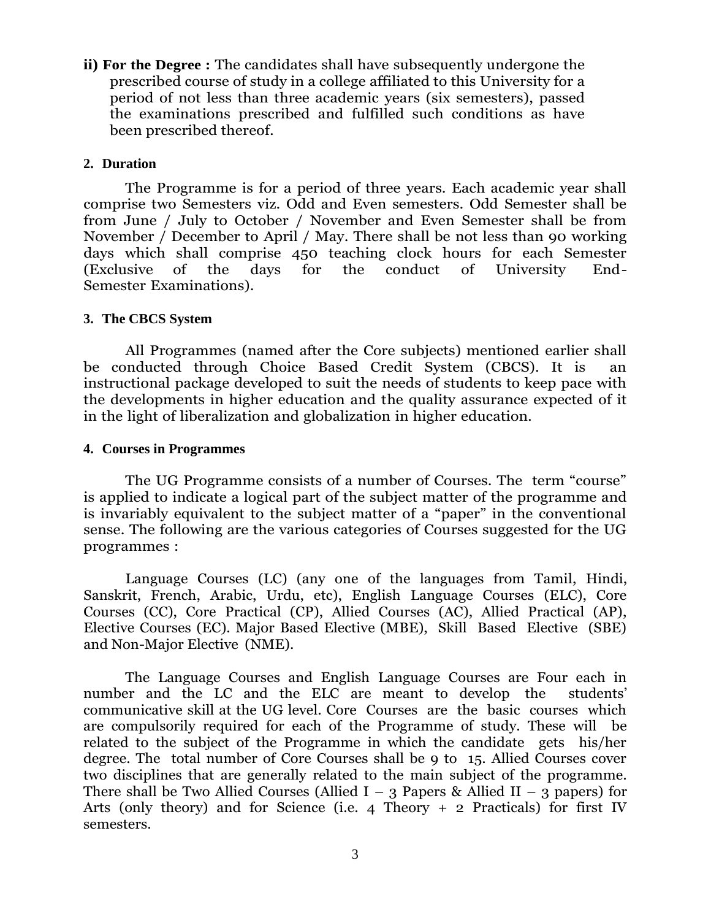**ii) For the Degree :** The candidates shall have subsequently undergone the prescribed course of study in a college affiliated to this University for a period of not less than three academic years (six semesters), passed the examinations prescribed and fulfilled such conditions as have been prescribed thereof.

## 2. Duration

The Programme is for a period of three years. Each academic year shall comprise two Semesters viz. Odd and Even semesters. Odd Semester shall be from June / July to October / November and Even Semester shall be from November / December to April / May. There shall be not less than 90 working days which shall comprise 450 teaching clock hours for each Semester (Exclusive of the days for the conduct of University End-Semester Examinations).

## 3. The CBCS System

All Programmes (named after the Core subjects) mentioned earlier shall be conducted through Choice Based Credit System (CBCS). It is an instructional package developed to suit the needs of students to keep pace with the developments in higher education and the quality assurance expected of it in the light of liberalization and globalization in higher education.

## 4. Courses in Programmes

The UG Programme consists of a number of Courses. The term "course" is applied to indicate a logical part of the subject matter of the programme and is invariably equivalent to the subject matter of a "paper" in the conventional sense. The following are the various categories of Courses suggested for the UG programmes :

Language Courses (LC) (any one of the languages from Tamil, Hindi, Sanskrit, French, Arabic, Urdu, etc), English Language Courses (ELC), Core Courses (CC), Core Practical (CP), Allied Courses (AC), Allied Practical (AP), Elective Courses (EC). Major Based Elective (MBE), Skill Based Elective (SBE) and Non-Major Elective (NME).

The Language Courses and English Language Courses are Four each in number and the LC and the ELC are meant to develop the students' communicative skill at the UG level. Core Courses are the basic courses which are compulsorily required for each of the Programme of study. These will be related to the subject of the Programme in which the candidate gets his/her degree. The total number of Core Courses shall be 9 to 15. Allied Courses cover two disciplines that are generally related to the main subject of the programme. There shall be Two Allied Courses (Allied I – 3 Papers & Allied II – 3 papers) for Arts (only theory) and for Science (i.e. 4 Theory + 2 Practicals) for first IV semesters.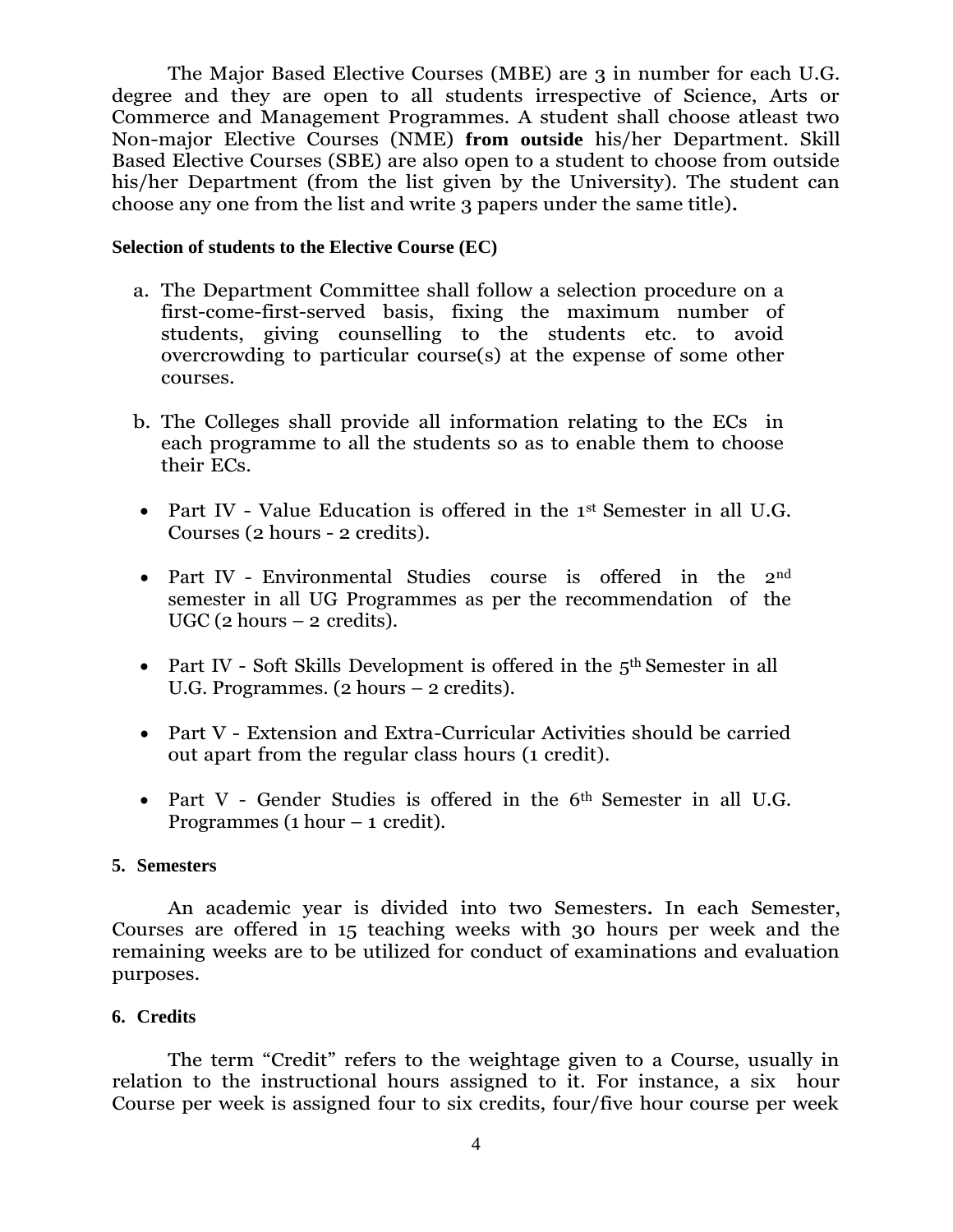The Major Based Elective Courses (MBE) are 3 in number for each U.G. degree and they are open to all students irrespective of Science, Arts or Commerce and Management Programmes. A student shall choose atleast two Non-major Elective Courses (NME) **from outside** his/her Department. Skill Based Elective Courses (SBE) are also open to a student to choose from outside his/her Department (from the list given by the University). The student can choose any one from the list and write 3 papers under the same title)**.**

**Selection of students to the Elective Course (EC)**

a. The Department Committee shall follow a selection procedure on a first-come-first-served basis, fixing the maximum number of students, giving counselling to the students etc. to avoid overcrowding to particular course(s) at the expense of some other courses.

b. The Colleges shall provide all information relating to the ECs in each programme to all the students so as to enable them to choose their ECs.

- Part IV - Value Education is offered in the 1st Semester in all U.G. Courses (2 hours - 2 credits).

- Part IV - Environmental Studies course is offered in the 2nd semester in all UG Programmes as per the recommendation of the UGC (2 hours – 2 credits).

- Part IV - Soft Skills Development is offered in the 5th Semester in all U.G. Programmes. (2 hours – 2 credits).

- Part V - Extension and Extra-Curricular Activities should be carried out apart from the regular class hours (1 credit).

- Part V - Gender Studies is offered in the 6th Semester in all U.G. Programmes (1 hour – 1 credit).

**5. Semesters**

An academic year is divided into two Semesters**.** In each Semester, Courses are offered in 15 teaching weeks with 30 hours per week and the remaining weeks are to be utilized for conduct of examinations and evaluation purposes.

**6. Credits**

The term "Credit" refers to the weightage given to a Course, usually in relation to the instructional hours assigned to it. For instance, a six hour Course per week is assigned four to six credits, four/five hour course per week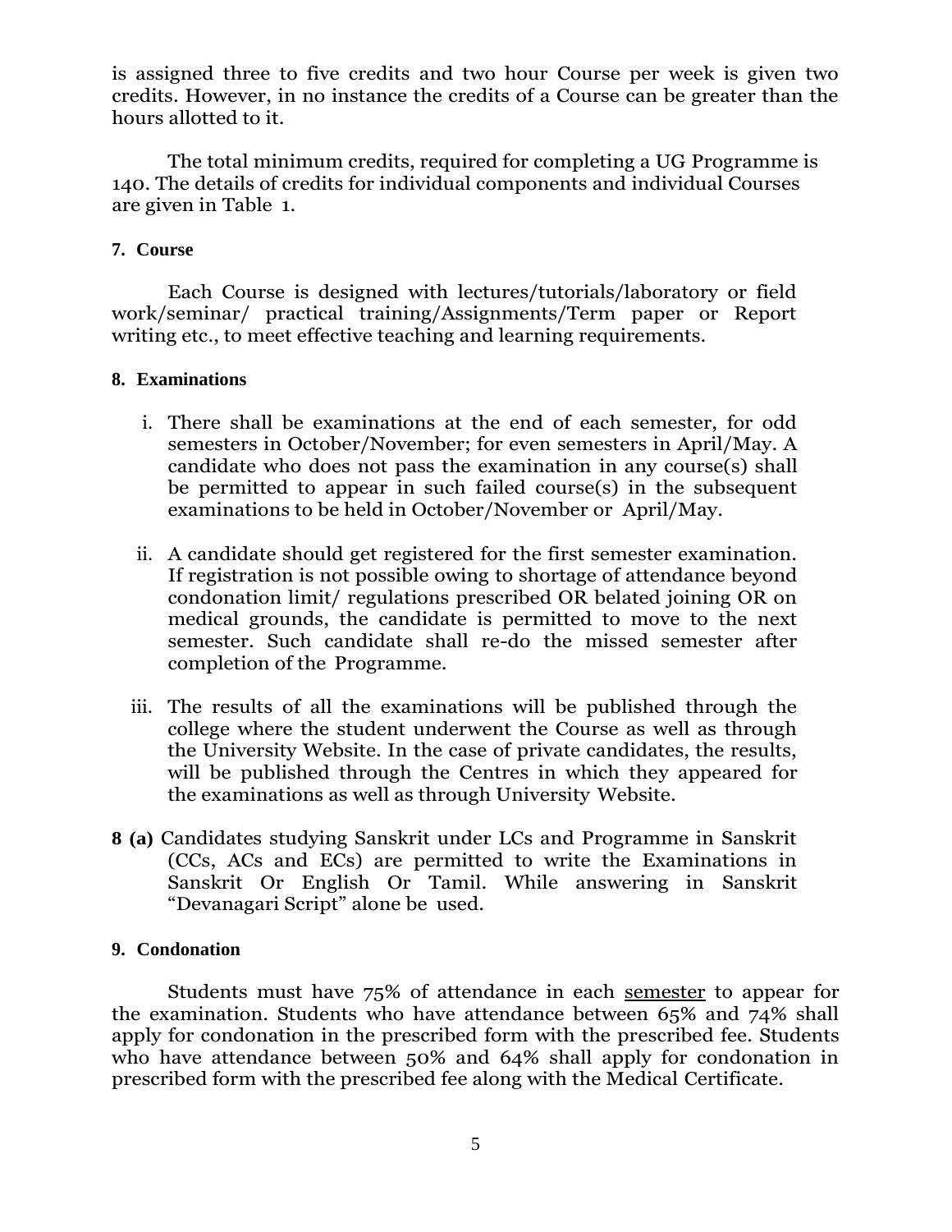is assigned three to five credits and two hour Course per week is given two credits. However, in no instance the credits of a Course can be greater than the hours allotted to it.

The total minimum credits, required for completing a UG Programme is 140. The details of credits for individual components and individual Courses are given in Table 1.

**7. Course**

Each Course is designed with lectures/tutorials/laboratory or field work/seminar/ practical training/Assignments/Term paper or Report writing etc., to meet effective teaching and learning requirements.

**8. Examinations**

i. There shall be examinations at the end of each semester, for odd semesters in October/November; for even semesters in April/May. A candidate who does not pass the examination in any course(s) shall be permitted to appear in such failed course(s) in the subsequent examinations to be held in October/November or April/May.

ii. A candidate should get registered for the first semester examination. If registration is not possible owing to shortage of attendance beyond condonation limit/ regulations prescribed OR belated joining OR on medical grounds, the candidate is permitted to move to the next semester. Such candidate shall re-do the missed semester after completion of the Programme.

iii. The results of all the examinations will be published through the college where the student underwent the Course as well as through the University Website. In the case of private candidates, the results, will be published through the Centres in which they appeared for the examinations as well as through University Website.

**8 (a)** Candidates studying Sanskrit under LCs and Programme in Sanskrit (CCs, ACs and ECs) are permitted to write the Examinations in Sanskrit Or English Or Tamil. While answering in Sanskrit "Devanagari Script" alone be used.

**9. Condonation**

Students must have 75% of attendance in each semester to appear for the examination. Students who have attendance between 65% and 74% shall apply for condonation in the prescribed form with the prescribed fee. Students who have attendance between 50% and 64% shall apply for condonation in prescribed form with the prescribed fee along with the Medical Certificate.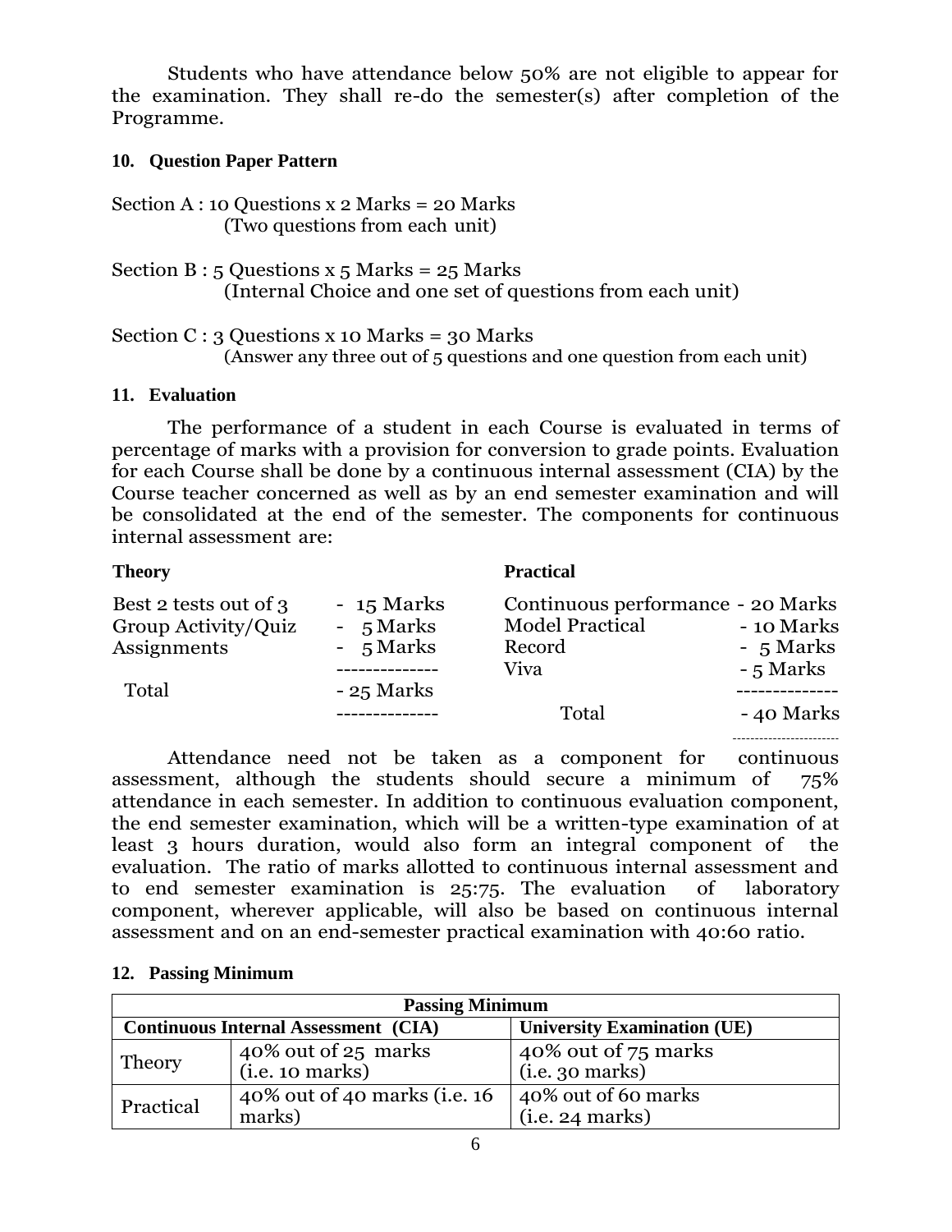Students who have attendance below 50% are not eligible to appear for the examination. They shall re-do the semester(s) after completion of the Programme.

### 10. Question Paper Pattern

Section A : 10 Questions x 2 Marks = 20 Marks
(Two questions from each unit)

Section B : 5 Questions x 5 Marks = 25 Marks
(Internal Choice and one set of questions from each unit)

Section C : 3 Questions x 10 Marks = 30 Marks
(Answer any three out of 5 questions and one question from each unit)

### 11. Evaluation

The performance of a student in each Course is evaluated in terms of percentage of marks with a provision for conversion to grade points. Evaluation for each Course shall be done by a continuous internal assessment (CIA) by the Course teacher concerned as well as by an end semester examination and will be consolidated at the end of the semester. The components for continuous internal assessment are:

**Theory**

| Component | Marks |
|---|---|
| Best 2 tests out of 3 | 15 Marks |
| Group Activity/Quiz | 5 Marks |
| Assignments | 5 Marks |
| Total | 25 Marks |

**Practical**

| Component | Marks |
|---|---|
| Continuous performance | 20 Marks |
| Model Practical | 10 Marks |
| Record | 5 Marks |
| Viva | 5 Marks |
| Total | 40 Marks |

Attendance need not be taken as a component for continuous assessment, although the students should secure a minimum of 75% attendance in each semester. In addition to continuous evaluation component, the end semester examination, which will be a written-type examination of at least 3 hours duration, would also form an integral component of the evaluation. The ratio of marks allotted to continuous internal assessment and to end semester examination is 25:75. The evaluation of laboratory component, wherever applicable, will also be based on continuous internal assessment and on an end-semester practical examination with 40:60 ratio.

### 12. Passing Minimum

| Passing Minimum | | |
|---|---|---|
| **Continuous Internal Assessment (CIA)** | | **University Examination (UE)** |
| Theory | 40% out of 25 marks (i.e. 10 marks) | 40% out of 75 marks (i.e. 30 marks) |
| Practical | 40% out of 40 marks (i.e. 16 marks) | 40% out of 60 marks (i.e. 24 marks) |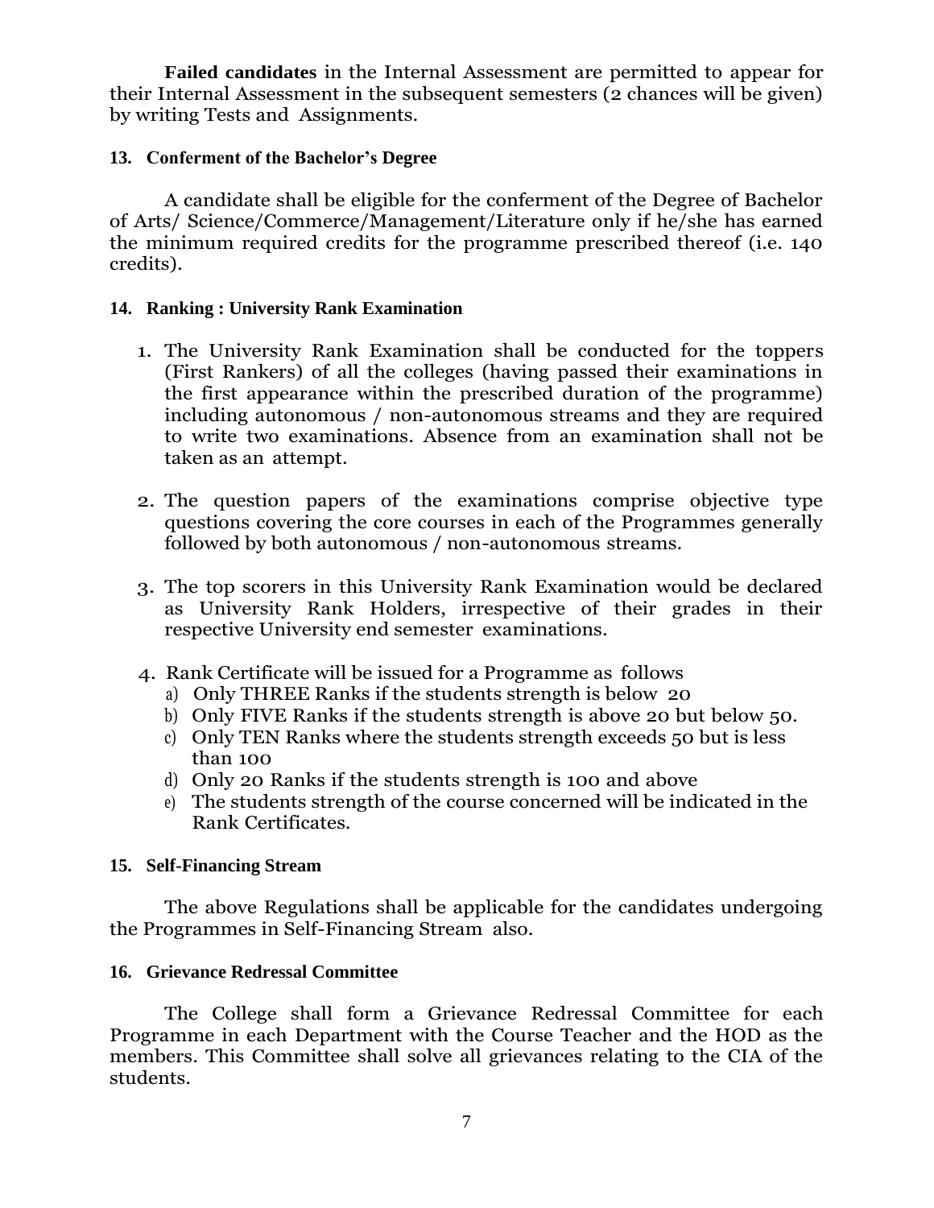**Failed candidates** in the Internal Assessment are permitted to appear for their Internal Assessment in the subsequent semesters (2 chances will be given) by writing Tests and Assignments.

### 13. Conferment of the Bachelor's Degree

A candidate shall be eligible for the conferment of the Degree of Bachelor of Arts/ Science/Commerce/Management/Literature only if he/she has earned the minimum required credits for the programme prescribed thereof (i.e. 140 credits).

### 14. Ranking : University Rank Examination

1. The University Rank Examination shall be conducted for the toppers (First Rankers) of all the colleges (having passed their examinations in the first appearance within the prescribed duration of the programme) including autonomous / non-autonomous streams and they are required to write two examinations. Absence from an examination shall not be taken as an attempt.

2. The question papers of the examinations comprise objective type questions covering the core courses in each of the Programmes generally followed by both autonomous / non-autonomous streams.

3. The top scorers in this University Rank Examination would be declared as University Rank Holders, irrespective of their grades in their respective University end semester examinations.

4. Rank Certificate will be issued for a Programme as follows
   a) Only THREE Ranks if the students strength is below 20
   b) Only FIVE Ranks if the students strength is above 20 but below 50.
   c) Only TEN Ranks where the students strength exceeds 50 but is less than 100
   d) Only 20 Ranks if the students strength is 100 and above
   e) The students strength of the course concerned will be indicated in the Rank Certificates.

### 15. Self-Financing Stream

The above Regulations shall be applicable for the candidates undergoing the Programmes in Self-Financing Stream also.

### 16. Grievance Redressal Committee

The College shall form a Grievance Redressal Committee for each Programme in each Department with the Course Teacher and the HOD as the members. This Committee shall solve all grievances relating to the CIA of the students.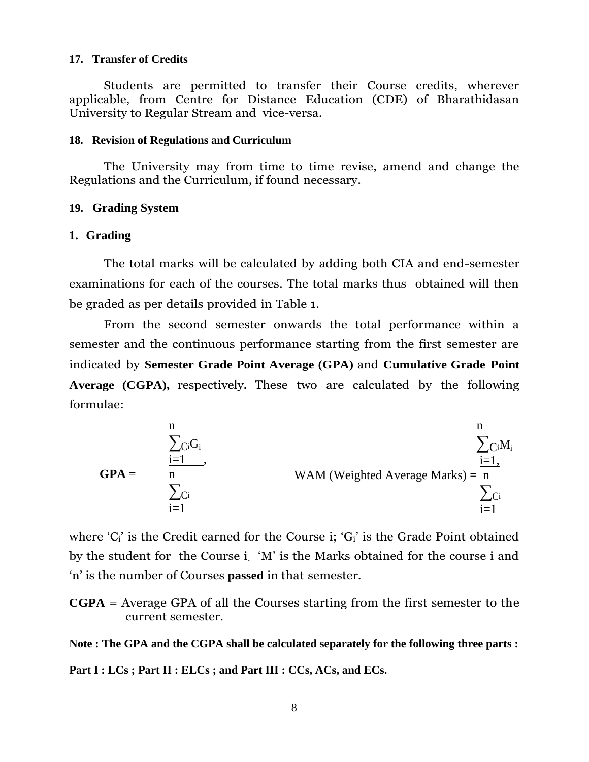### 17. Transfer of Credits

Students are permitted to transfer their Course credits, wherever applicable, from Centre for Distance Education (CDE) of Bharathidasan University to Regular Stream and vice-versa.

### 18. Revision of Regulations and Curriculum

The University may from time to time revise, amend and change the Regulations and the Curriculum, if found necessary.

### 19. Grading System

#### 1. Grading

The total marks will be calculated by adding both CIA and end-semester examinations for each of the courses. The total marks thus obtained will then be graded as per details provided in Table 1.

From the second semester onwards the total performance within a semester and the continuous performance starting from the first semester are indicated by **Semester Grade Point Average (GPA)** and **Cumulative Grade Point Average (CGPA),** respectively**.** These two are calculated by the following formulae:

$$\textbf{GPA} = \frac{\sum_{i=1}^{n} C_i G_i}{\sum_{i=1}^{n} C_i}, \qquad \text{WAM (Weighted Average Marks)} = \frac{\sum_{i=1}^{n} C_i M_i}{\sum_{i=1}^{n} C_i}$$

where '$C_i$' is the Credit earned for the Course i; '$G_i$' is the Grade Point obtained by the student for the Course i. 'M' is the Marks obtained for the course i and 'n' is the number of Courses **passed** in that semester.

**CGPA** = Average GPA of all the Courses starting from the first semester to the current semester.

**Note : The GPA and the CGPA shall be calculated separately for the following three parts :**

**Part I : LCs ; Part II : ELCs ; and Part III : CCs, ACs, and ECs.**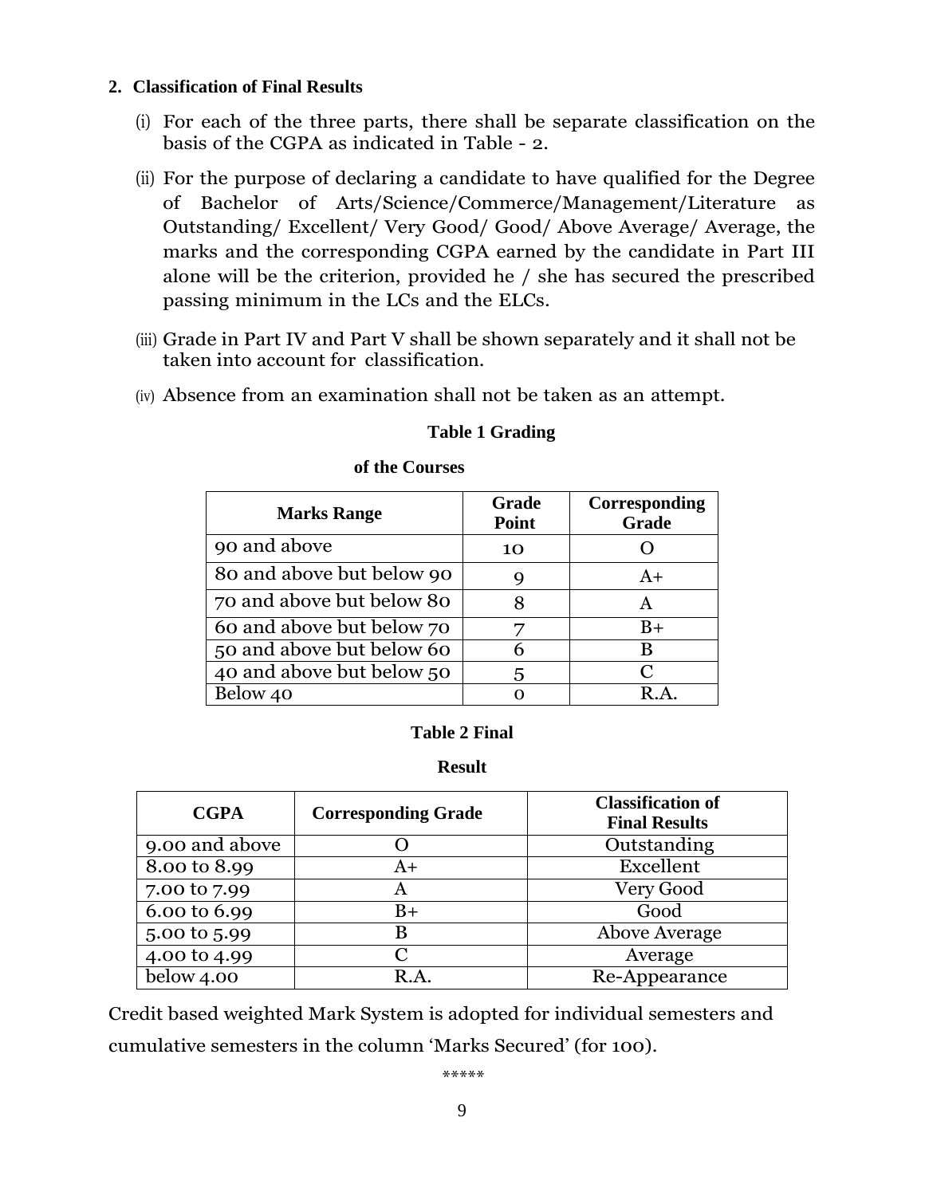## 2. Classification of Final Results

(i) For each of the three parts, there shall be separate classification on the basis of the CGPA as indicated in Table - 2.

(ii) For the purpose of declaring a candidate to have qualified for the Degree of Bachelor of Arts/Science/Commerce/Management/Literature as Outstanding/ Excellent/ Very Good/ Good/ Above Average/ Average, the marks and the corresponding CGPA earned by the candidate in Part III alone will be the criterion, provided he / she has secured the prescribed passing minimum in the LCs and the ELCs.

(iii) Grade in Part IV and Part V shall be shown separately and it shall not be taken into account for classification.

(iv) Absence from an examination shall not be taken as an attempt.

**Table 1 Grading of the Courses**

| Marks Range | Grade Point | Corresponding Grade |
|---|---|---|
| 90 and above | 10 | O |
| 80 and above but below 90 | 9 | A+ |
| 70 and above but below 80 | 8 | A |
| 60 and above but below 70 | 7 | B+ |
| 50 and above but below 60 | 6 | B |
| 40 and above but below 50 | 5 | C |
| Below 40 | 0 | R.A. |

**Table 2 Final Result**

| CGPA | Corresponding Grade | Classification of Final Results |
|---|---|---|
| 9.00 and above | O | Outstanding |
| 8.00 to 8.99 | A+ | Excellent |
| 7.00 to 7.99 | A | Very Good |
| 6.00 to 6.99 | B+ | Good |
| 5.00 to 5.99 | B | Above Average |
| 4.00 to 4.99 | C | Average |
| below 4.00 | R.A. | Re-Appearance |

Credit based weighted Mark System is adopted for individual semesters and cumulative semesters in the column 'Marks Secured' (for 100).

*****